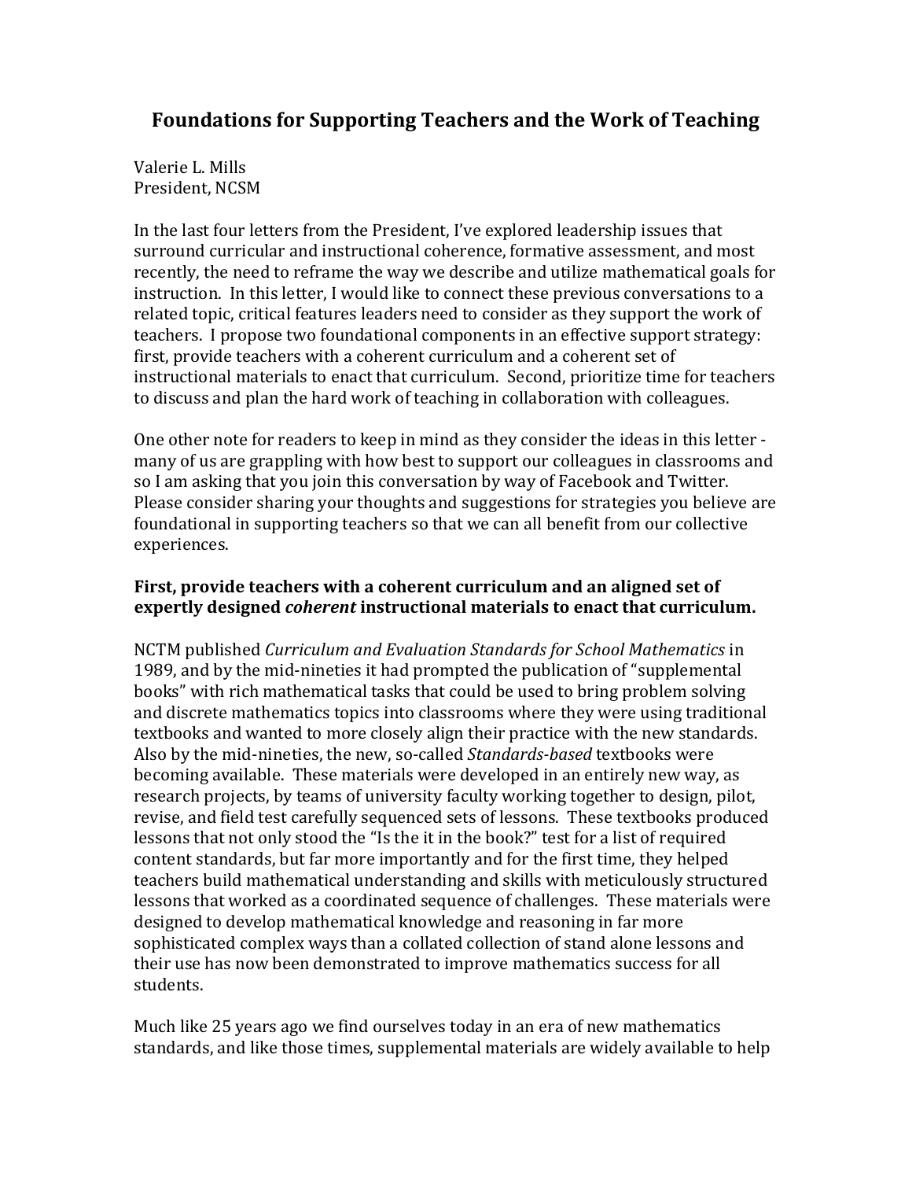# Foundations for Supporting Teachers and the Work of Teaching

Valerie L. Mills
President, NCSM

In the last four letters from the President, I've explored leadership issues that surround curricular and instructional coherence, formative assessment, and most recently, the need to reframe the way we describe and utilize mathematical goals for instruction. In this letter, I would like to connect these previous conversations to a related topic, critical features leaders need to consider as they support the work of teachers. I propose two foundational components in an effective support strategy: first, provide teachers with a coherent curriculum and a coherent set of instructional materials to enact that curriculum. Second, prioritize time for teachers to discuss and plan the hard work of teaching in collaboration with colleagues.

One other note for readers to keep in mind as they consider the ideas in this letter - many of us are grappling with how best to support our colleagues in classrooms and so I am asking that you join this conversation by way of Facebook and Twitter. Please consider sharing your thoughts and suggestions for strategies you believe are foundational in supporting teachers so that we can all benefit from our collective experiences.

**First, provide teachers with a coherent curriculum and an aligned set of expertly designed *coherent* instructional materials to enact that curriculum.**

NCTM published *Curriculum and Evaluation Standards for School Mathematics* in 1989, and by the mid-nineties it had prompted the publication of "supplemental books" with rich mathematical tasks that could be used to bring problem solving and discrete mathematics topics into classrooms where they were using traditional textbooks and wanted to more closely align their practice with the new standards. Also by the mid-nineties, the new, so-called *Standards-based* textbooks were becoming available. These materials were developed in an entirely new way, as research projects, by teams of university faculty working together to design, pilot, revise, and field test carefully sequenced sets of lessons. These textbooks produced lessons that not only stood the "Is the it in the book?" test for a list of required content standards, but far more importantly and for the first time, they helped teachers build mathematical understanding and skills with meticulously structured lessons that worked as a coordinated sequence of challenges. These materials were designed to develop mathematical knowledge and reasoning in far more sophisticated complex ways than a collated collection of stand alone lessons and their use has now been demonstrated to improve mathematics success for all students.

Much like 25 years ago we find ourselves today in an era of new mathematics standards, and like those times, supplemental materials are widely available to help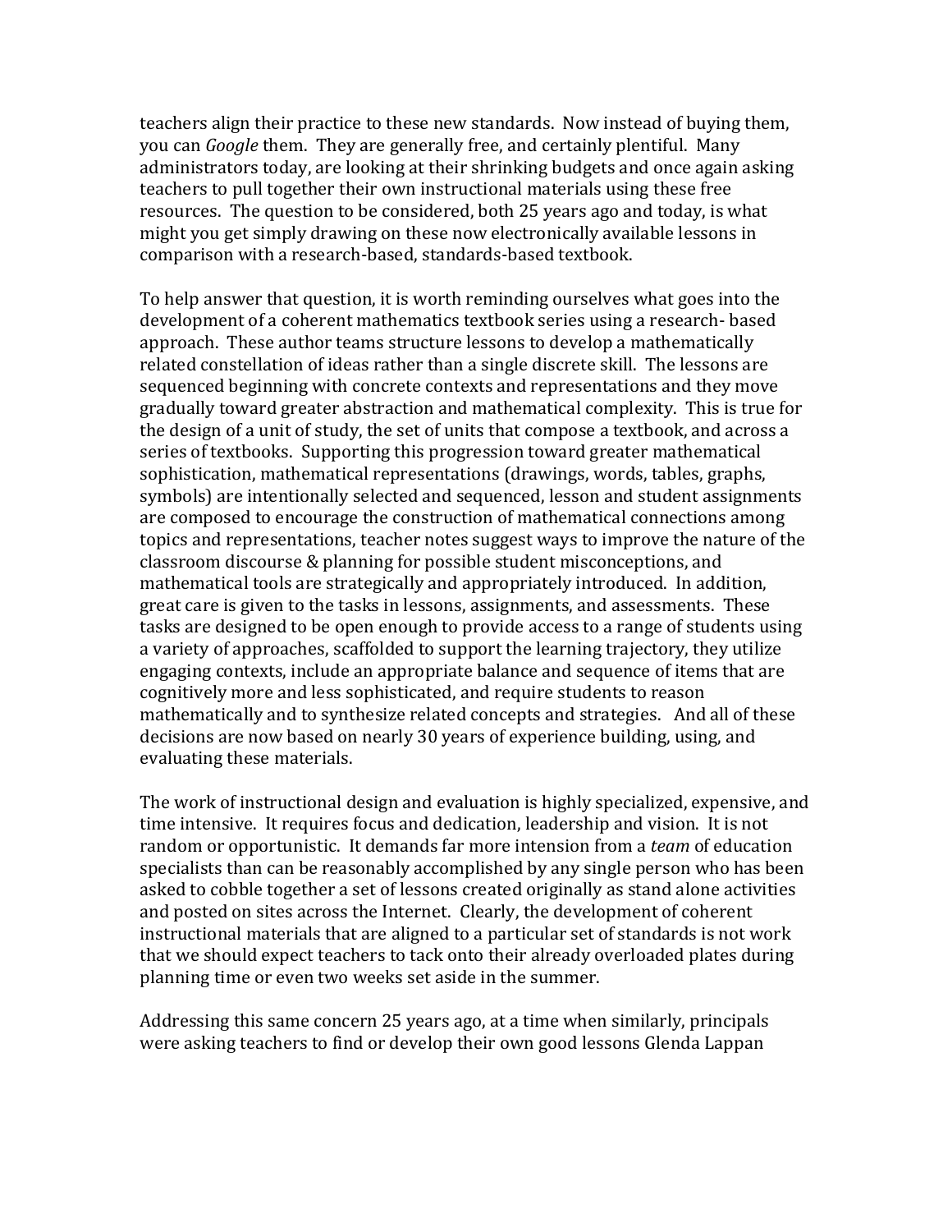teachers align their practice to these new standards. Now instead of buying them, you can *Google* them. They are generally free, and certainly plentiful. Many administrators today, are looking at their shrinking budgets and once again asking teachers to pull together their own instructional materials using these free resources. The question to be considered, both 25 years ago and today, is what might you get simply drawing on these now electronically available lessons in comparison with a research-based, standards-based textbook.

To help answer that question, it is worth reminding ourselves what goes into the development of a coherent mathematics textbook series using a research- based approach. These author teams structure lessons to develop a mathematically related constellation of ideas rather than a single discrete skill. The lessons are sequenced beginning with concrete contexts and representations and they move gradually toward greater abstraction and mathematical complexity. This is true for the design of a unit of study, the set of units that compose a textbook, and across a series of textbooks. Supporting this progression toward greater mathematical sophistication, mathematical representations (drawings, words, tables, graphs, symbols) are intentionally selected and sequenced, lesson and student assignments are composed to encourage the construction of mathematical connections among topics and representations, teacher notes suggest ways to improve the nature of the classroom discourse & planning for possible student misconceptions, and mathematical tools are strategically and appropriately introduced. In addition, great care is given to the tasks in lessons, assignments, and assessments. These tasks are designed to be open enough to provide access to a range of students using a variety of approaches, scaffolded to support the learning trajectory, they utilize engaging contexts, include an appropriate balance and sequence of items that are cognitively more and less sophisticated, and require students to reason mathematically and to synthesize related concepts and strategies. And all of these decisions are now based on nearly 30 years of experience building, using, and evaluating these materials.

The work of instructional design and evaluation is highly specialized, expensive, and time intensive. It requires focus and dedication, leadership and vision. It is not random or opportunistic. It demands far more intension from a *team* of education specialists than can be reasonably accomplished by any single person who has been asked to cobble together a set of lessons created originally as stand alone activities and posted on sites across the Internet. Clearly, the development of coherent instructional materials that are aligned to a particular set of standards is not work that we should expect teachers to tack onto their already overloaded plates during planning time or even two weeks set aside in the summer.

Addressing this same concern 25 years ago, at a time when similarly, principals were asking teachers to find or develop their own good lessons Glenda Lappan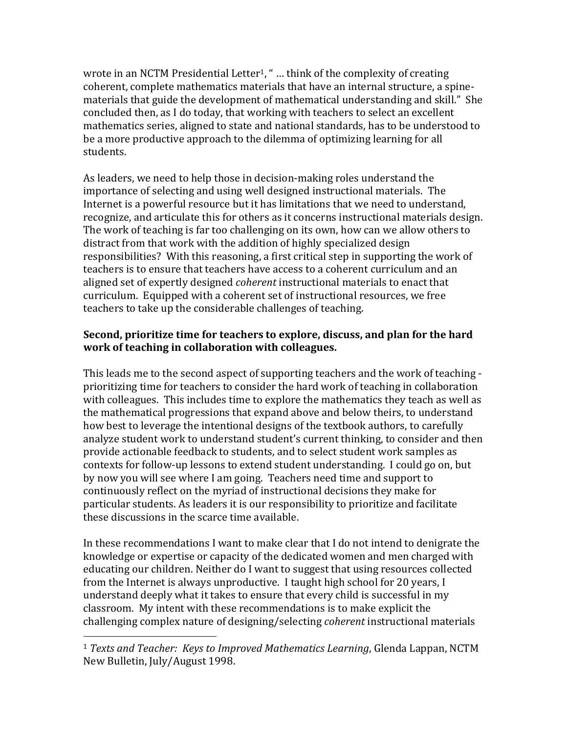wrote in an NCTM Presidential Letter[1], " … think of the complexity of creating coherent, complete mathematics materials that have an internal structure, a spine-materials that guide the development of mathematical understanding and skill." She concluded then, as I do today, that working with teachers to select an excellent mathematics series, aligned to state and national standards, has to be understood to be a more productive approach to the dilemma of optimizing learning for all students.

As leaders, we need to help those in decision-making roles understand the importance of selecting and using well designed instructional materials. The Internet is a powerful resource but it has limitations that we need to understand, recognize, and articulate this for others as it concerns instructional materials design. The work of teaching is far too challenging on its own, how can we allow others to distract from that work with the addition of highly specialized design responsibilities? With this reasoning, a first critical step in supporting the work of teachers is to ensure that teachers have access to a coherent curriculum and an aligned set of expertly designed *coherent* instructional materials to enact that curriculum. Equipped with a coherent set of instructional resources, we free teachers to take up the considerable challenges of teaching.

**Second, prioritize time for teachers to explore, discuss, and plan for the hard work of teaching in collaboration with colleagues.**

This leads me to the second aspect of supporting teachers and the work of teaching - prioritizing time for teachers to consider the hard work of teaching in collaboration with colleagues. This includes time to explore the mathematics they teach as well as the mathematical progressions that expand above and below theirs, to understand how best to leverage the intentional designs of the textbook authors, to carefully analyze student work to understand student's current thinking, to consider and then provide actionable feedback to students, and to select student work samples as contexts for follow-up lessons to extend student understanding. I could go on, but by now you will see where I am going. Teachers need time and support to continuously reflect on the myriad of instructional decisions they make for particular students. As leaders it is our responsibility to prioritize and facilitate these discussions in the scarce time available.

In these recommendations I want to make clear that I do not intend to denigrate the knowledge or expertise or capacity of the dedicated women and men charged with educating our children. Neither do I want to suggest that using resources collected from the Internet is always unproductive. I taught high school for 20 years, I understand deeply what it takes to ensure that every child is successful in my classroom. My intent with these recommendations is to make explicit the challenging complex nature of designing/selecting *coherent* instructional materials

---

[1] *Texts and Teacher: Keys to Improved Mathematics Learning*, Glenda Lappan, NCTM New Bulletin, July/August 1998.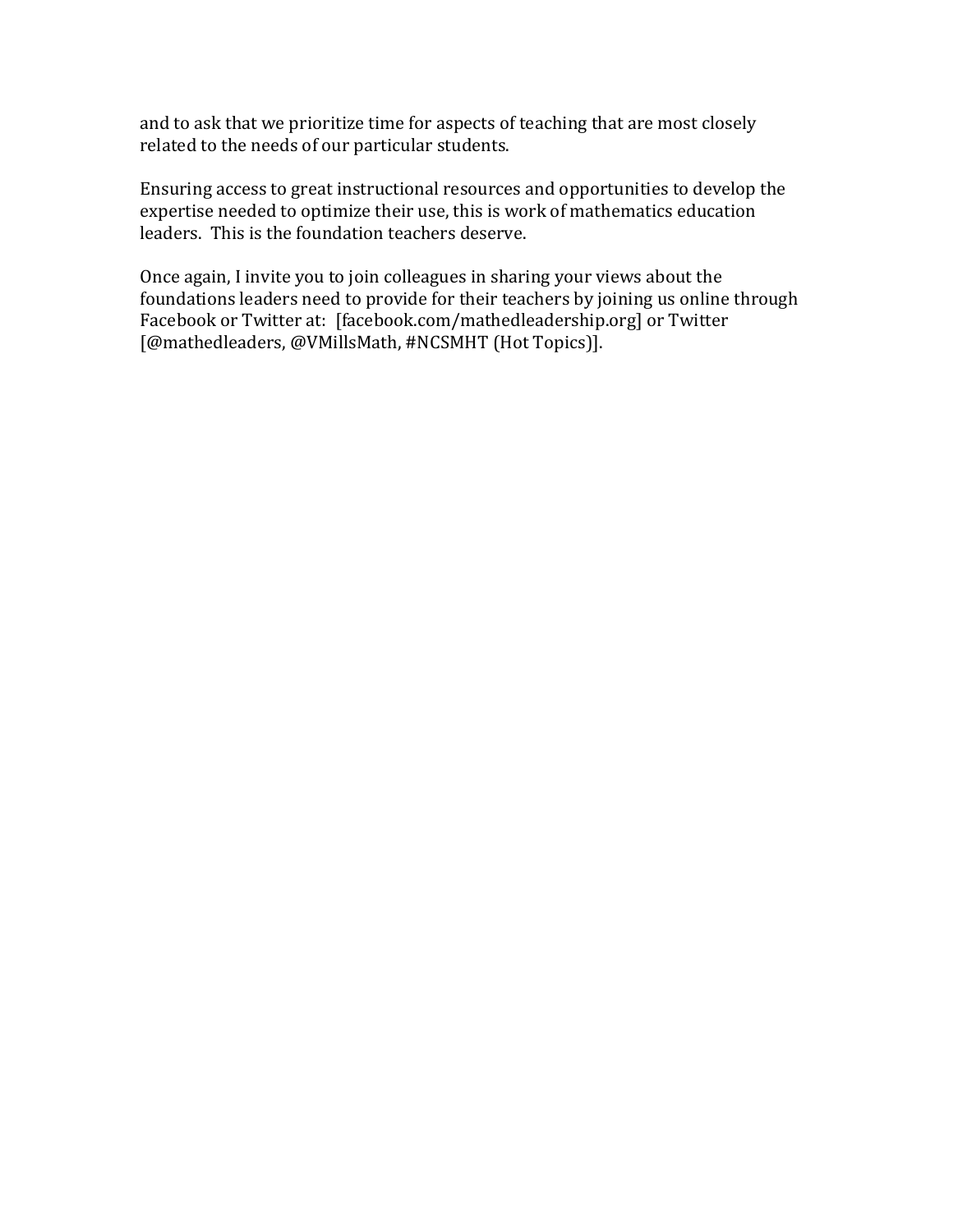and to ask that we prioritize time for aspects of teaching that are most closely related to the needs of our particular students.

Ensuring access to great instructional resources and opportunities to develop the expertise needed to optimize their use, this is work of mathematics education leaders. This is the foundation teachers deserve.

Once again, I invite you to join colleagues in sharing your views about the foundations leaders need to provide for their teachers by joining us online through Facebook or Twitter at: [facebook.com/mathedleadership.org] or Twitter [@mathedleaders, @VMillsMath, #NCSMHT (Hot Topics)].